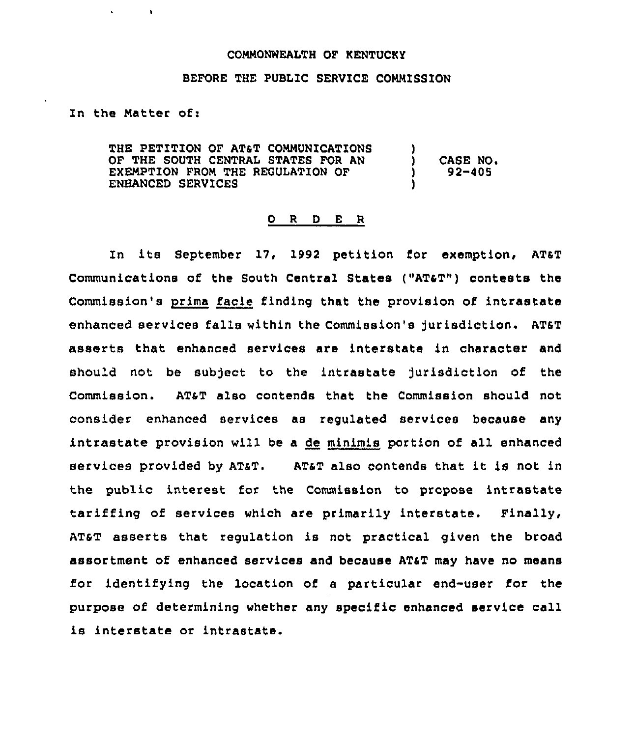COMMONWEALTH OF KENTUCKY

BEFORE THE PUBLIC SERVICE COMMISSION

In the Matter of:

| | | |
|---|---|---|
| THE PETITION OF AT&T COMMUNICATIONS OF THE SOUTH CENTRAL STATES FOR AN EXEMPTION FROM THE REGULATION OF ENHANCED SERVICES | ) ) ) ) | CASE NO. 92-405 |

## O R D E R

In its September 17, 1992 petition for exemption, AT&T Communications of the South Central States ("AT&T") contests the Commission's *prima facie* finding that the provision of intrastate enhanced services falls within the Commission's jurisdiction. AT&T asserts that enhanced services are interstate in character and should not be subject to the intrastate jurisdiction of the Commission. AT&T also contends that the Commission should not consider enhanced services as regulated services because any intrastate provision will be a *de minimis* portion of all enhanced services provided by AT&T. AT&T also contends that it is not in the public interest for the Commission to propose intrastate tariffing of services which are primarily interstate. Finally, AT&T asserts that regulation is not practical given the broad assortment of enhanced services and because AT&T may have no means for identifying the location of a particular end-user for the purpose of determining whether any specific enhanced service call is interstate or intrastate.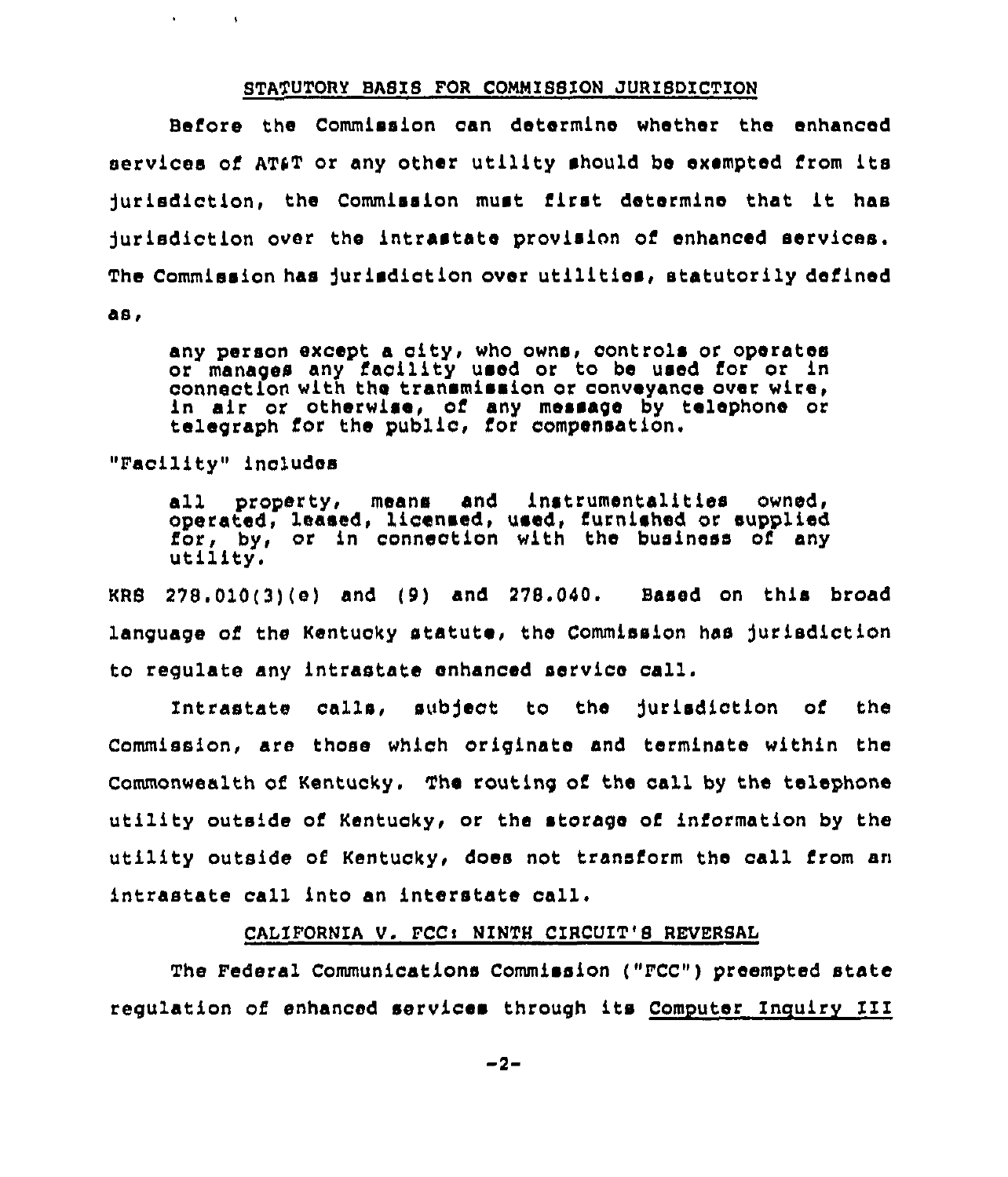## STATUTORY BASIS FOR COMMISSION JURISDICTION

Before the Commission can determine whether the enhanced services of AT&T or any other utility should be exempted from its jurisdiction, the Commission must first determine that it has jurisdiction over the intrastate provision of enhanced services. The Commission has jurisdiction over utilities, statutorily defined as,

> any person except a city, who owns, controls or operates or manages any facility used or to be used for or in connection with the transmission or conveyance over wire, in air or otherwise, of any message by telephone or telegraph for the public, for compensation.

"Facility" includes

> all property, means and instrumentalities owned, operated, leased, licensed, used, furnished or supplied for, by, or in connection with the business of any utility.

KRS 278.010(3)(e) and (9) and 278.040. Based on this broad language of the Kentucky statute, the Commission has jurisdiction to regulate any intrastate enhanced service call.

Intrastate calls, subject to the jurisdiction of the Commission, are those which originate and terminate within the Commonwealth of Kentucky. The routing of the call by the telephone utility outside of Kentucky, or the storage of information by the utility outside of Kentucky, does not transform the call from an intrastate call into an interstate call.

## CALIFORNIA V. FCC: NINTH CIRCUIT'S REVERSAL

The Federal Communications Commission ("FCC") preempted state regulation of enhanced services through its Computer Inquiry III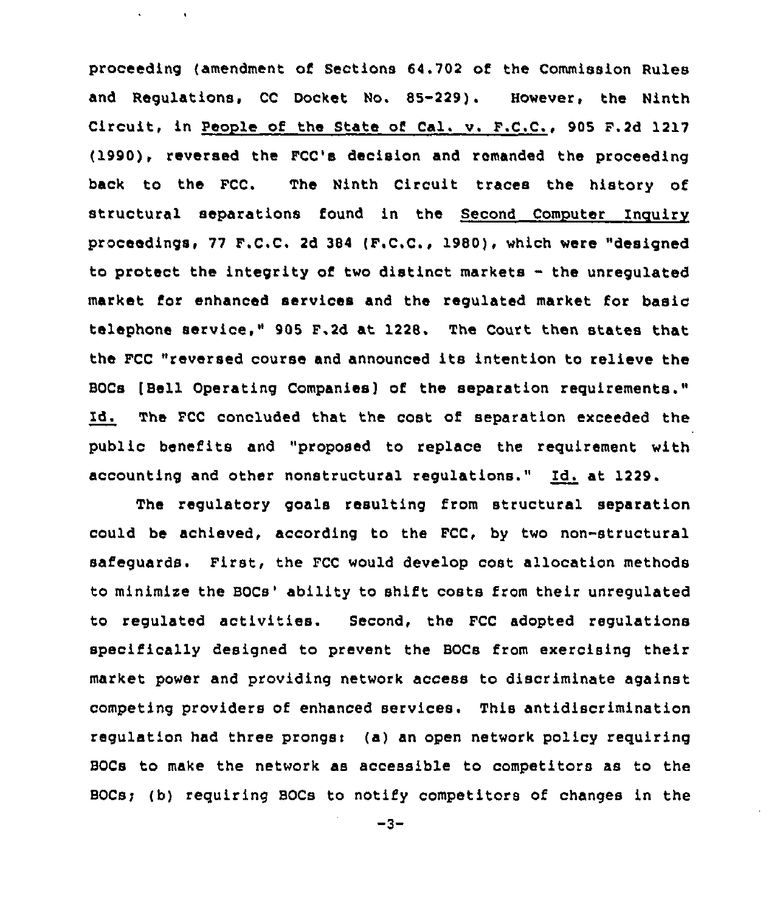proceeding (amendment of Sections 64.702 of the Commission Rules and Regulations, CC Docket No. 85-229). However, the Ninth Circuit, in People of the State of Cal. v. F.C.C., 905 F.2d 1217 (1990), reversed the FCC's decision and remanded the proceeding back to the FCC. The Ninth Circuit traces the history of structural separations found in the Second Computer Inquiry proceedings, 77 F.C.C. 2d 384 (F.C.C., 1980), which were "designed to protect the integrity of two distinct markets - the unregulated market for enhanced services and the regulated market for basic telephone service," 905 F.2d at 1228. The Court then states that the FCC "reversed course and announced its intention to relieve the BOCs [Bell Operating Companies] of the separation requirements." Id. The FCC concluded that the cost of separation exceeded the public benefits and "proposed to replace the requirement with accounting and other nonstructural regulations." Id. at 1229.

The regulatory goals resulting from structural separation could be achieved, according to the FCC, by two non-structural safeguards. First, the FCC would develop cost allocation methods to minimize the BOCs' ability to shift costs from their unregulated to regulated activities. Second, the FCC adopted regulations specifically designed to prevent the BOCs from exercising their market power and providing network access to discriminate against competing providers of enhanced services. This antidiscrimination regulation had three prongs: (a) an open network policy requiring BOCs to make the network as accessible to competitors as to the BOCs; (b) requiring BOCs to notify competitors of changes in the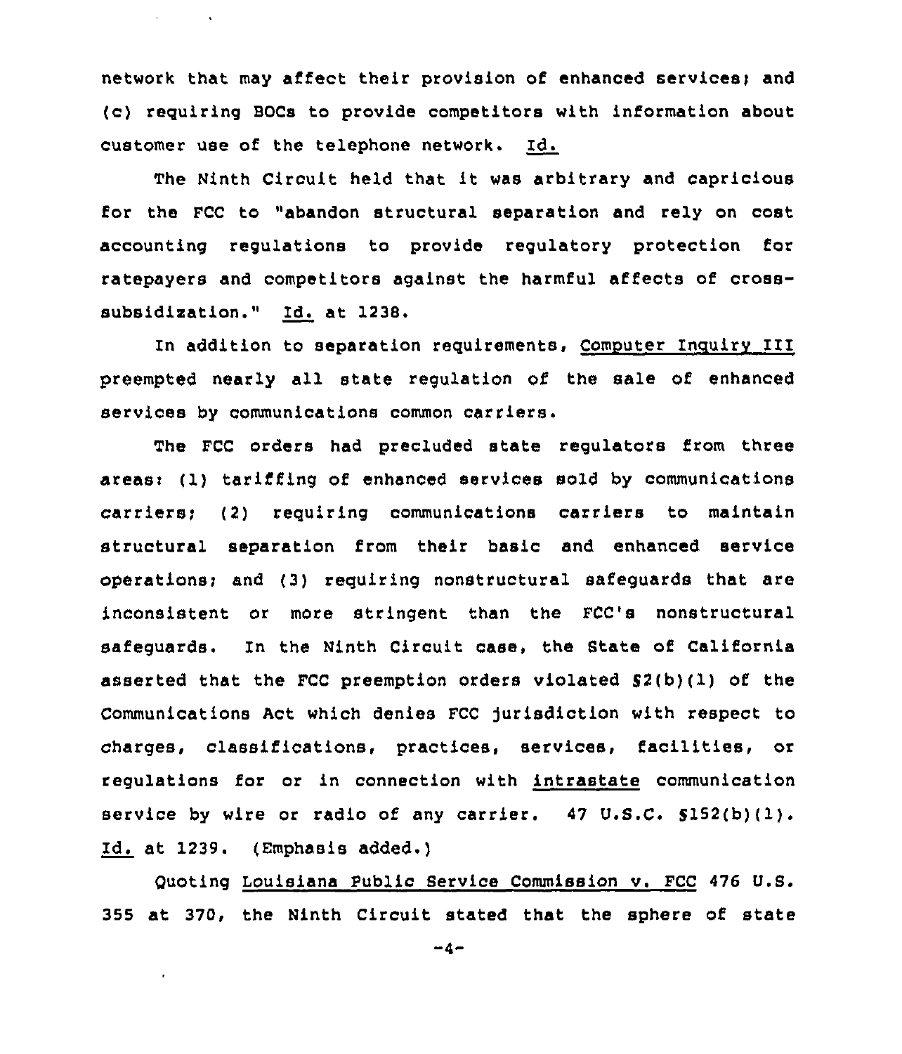network that may affect their provision of enhanced services; and (c) requiring BOCs to provide competitors with information about customer use of the telephone network. Id.

The Ninth Circuit held that it was arbitrary and capricious for the FCC to "abandon structural separation and rely on cost accounting regulations to provide regulatory protection for ratepayers and competitors against the harmful affects of cross-subsidization." Id. at 1238.

In addition to separation requirements, Computer Inquiry III preempted nearly all state regulation of the sale of enhanced services by communications common carriers.

The FCC orders had precluded state regulators from three areas: (1) tariffing of enhanced services sold by communications carriers; (2) requiring communications carriers to maintain structural separation from their basic and enhanced service operations; and (3) requiring nonstructural safeguards that are inconsistent or more stringent than the FCC's nonstructural safeguards. In the Ninth Circuit case, the State of California asserted that the FCC preemption orders violated §2(b)(1) of the Communications Act which denies FCC jurisdiction with respect to charges, classifications, practices, services, facilities, or regulations for or in connection with intrastate communication service by wire or radio of any carrier. 47 U.S.C. §152(b)(1). Id. at 1239. (Emphasis added.)

Quoting Louisiana Public Service Commission v. FCC 476 U.S. 355 at 370, the Ninth Circuit stated that the sphere of state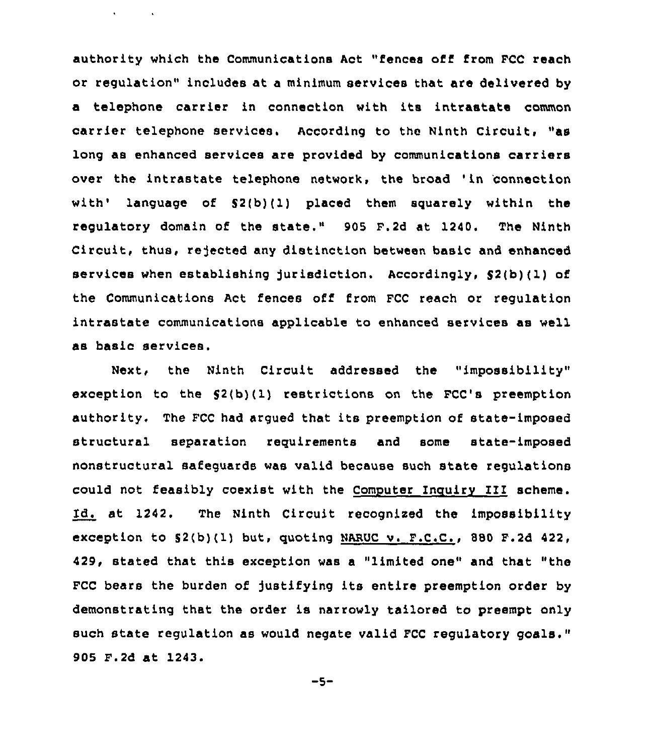authority which the Communications Act "fences off from FCC reach or regulation" includes at a minimum services that are delivered by a telephone carrier in connection with its intrastate common carrier telephone services. According to the Ninth Circuit, "as long as enhanced services are provided by communications carriers over the intrastate telephone network, the broad 'in connection with' language of §2(b)(1) placed them squarely within the regulatory domain of the state." 905 F.2d at 1240. The Ninth Circuit, thus, rejected any distinction between basic and enhanced services when establishing jurisdiction. Accordingly, §2(b)(1) of the Communications Act fences off from FCC reach or regulation intrastate communications applicable to enhanced services as well as basic services.

Next, the Ninth Circuit addressed the "impossibility" exception to the §2(b)(1) restrictions on the FCC's preemption authority. The FCC had argued that its preemption of state-imposed structural separation requirements and some state-imposed nonstructural safeguards was valid because such state regulations could not feasibly coexist with the <u>Computer Inquiry III</u> scheme. <u>Id.</u> at 1242. The Ninth Circuit recognized the impossibility exception to §2(b)(1) but, quoting <u>NARUC v. F.C.C.</u>, 880 F.2d 422, 429, stated that this exception was a "limited one" and that "the FCC bears the burden of justifying its entire preemption order by demonstrating that the order is narrowly tailored to preempt only such state regulation as would negate valid FCC regulatory goals." 905 F.2d at 1243.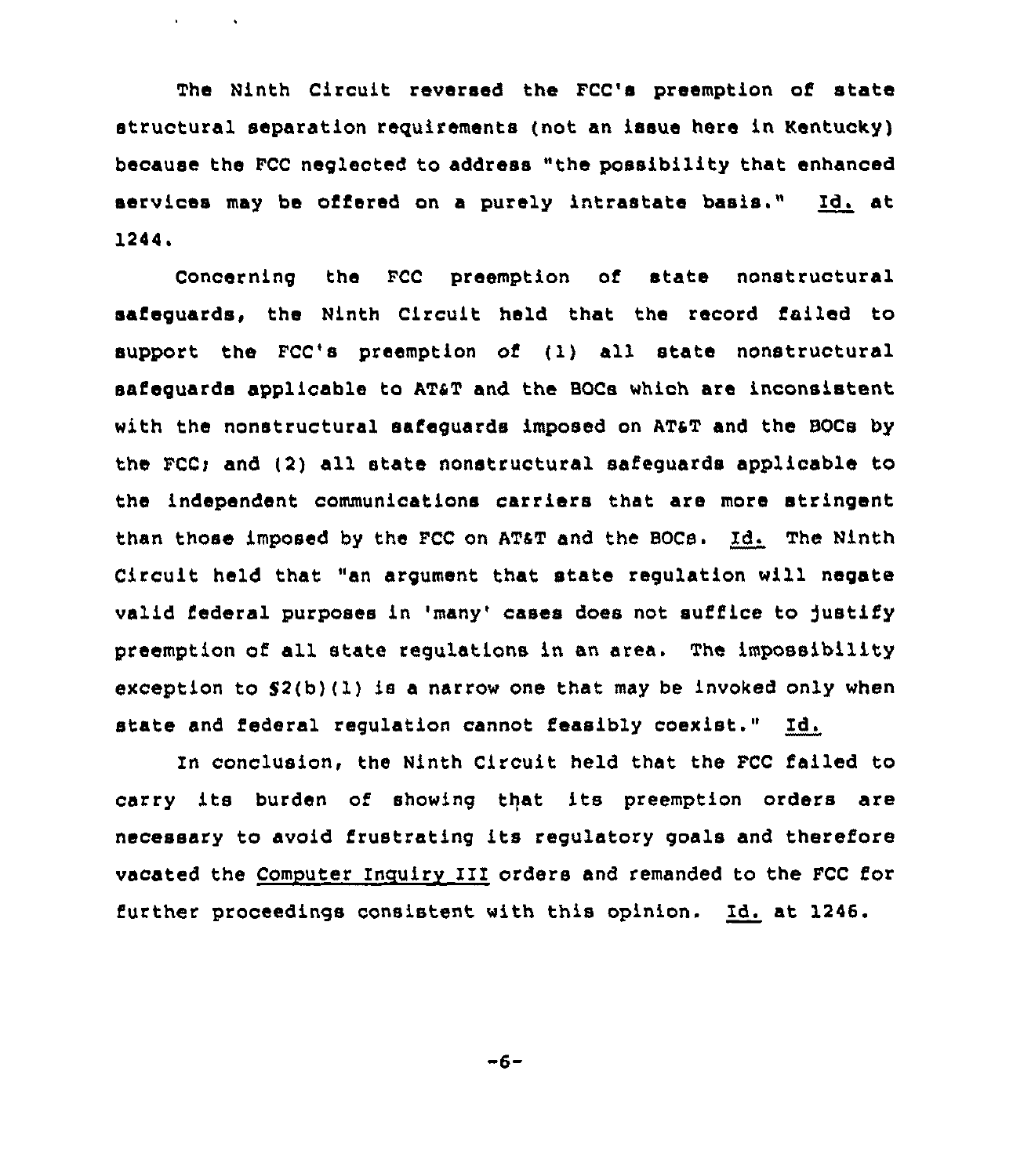The Ninth Circuit reversed the FCC's preemption of state structural separation requirements (not an issue here in Kentucky) because the FCC neglected to address "the possibility that enhanced services may be offered on a purely intrastate basis." Id. at 1244.

Concerning the FCC preemption of state nonstructural safeguards, the Ninth Circuit held that the record failed to support the FCC's preemption of (1) all state nonstructural safeguards applicable to AT&T and the BOCs which are inconsistent with the nonstructural safeguards imposed on AT&T and the BOCs by the FCC; and (2) all state nonstructural safeguards applicable to the independent communications carriers that are more stringent than those imposed by the FCC on AT&T and the BOCs. Id. The Ninth Circuit held that "an argument that state regulation will negate valid federal purposes in 'many' cases does not suffice to justify preemption of all state regulations in an area. The impossibility exception to §2(b)(1) is a narrow one that may be invoked only when state and federal regulation cannot feasibly coexist." Id.

In conclusion, the Ninth Circuit held that the FCC failed to carry its burden of showing that its preemption orders are necessary to avoid frustrating its regulatory goals and therefore vacated the Computer Inquiry III orders and remanded to the FCC for further proceedings consistent with this opinion. Id. at 1246.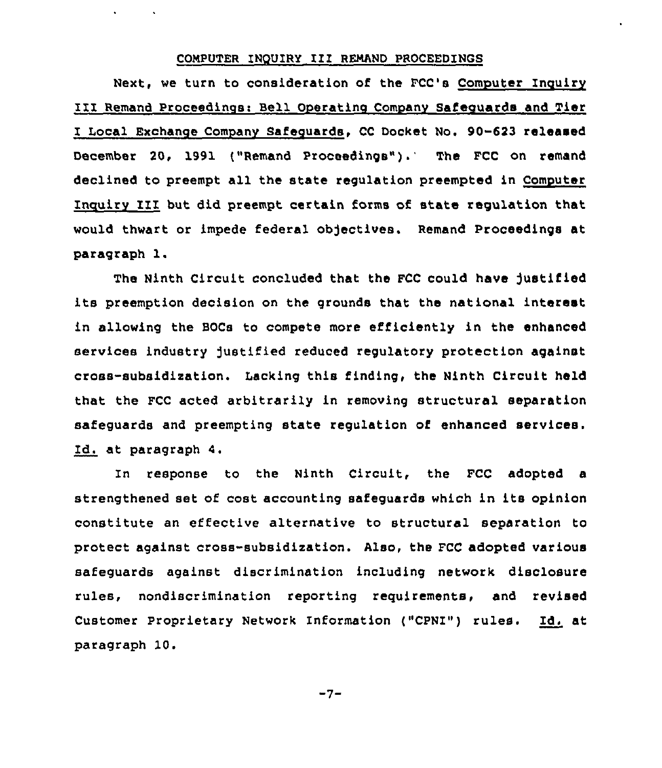## COMPUTER INQUIRY III REMAND PROCEEDINGS

Next, we turn to consideration of the FCC's Computer Inquiry III Remand Proceedings: Bell Operating Company Safeguards and Tier I Local Exchange Company Safeguards, CC Docket No. 90-623 released December 20, 1991 ("Remand Proceedings"). The FCC on remand declined to preempt all the state regulation preempted in Computer Inquiry III but did preempt certain forms of state regulation that would thwart or impede federal objectives. Remand Proceedings at paragraph 1.

The Ninth Circuit concluded that the FCC could have justified its preemption decision on the grounds that the national interest in allowing the BOCs to compete more efficiently in the enhanced services industry justified reduced regulatory protection against cross-subsidization. Lacking this finding, the Ninth Circuit held that the FCC acted arbitrarily in removing structural separation safeguards and preempting state regulation of enhanced services. Id. at paragraph 4.

In response to the Ninth Circuit, the FCC adopted a strengthened set of cost accounting safeguards which in its opinion constitute an effective alternative to structural separation to protect against cross-subsidization. Also, the FCC adopted various safeguards against discrimination including network disclosure rules, nondiscrimination reporting requirements, and revised Customer Proprietary Network Information ("CPNI") rules. Id. at paragraph 10.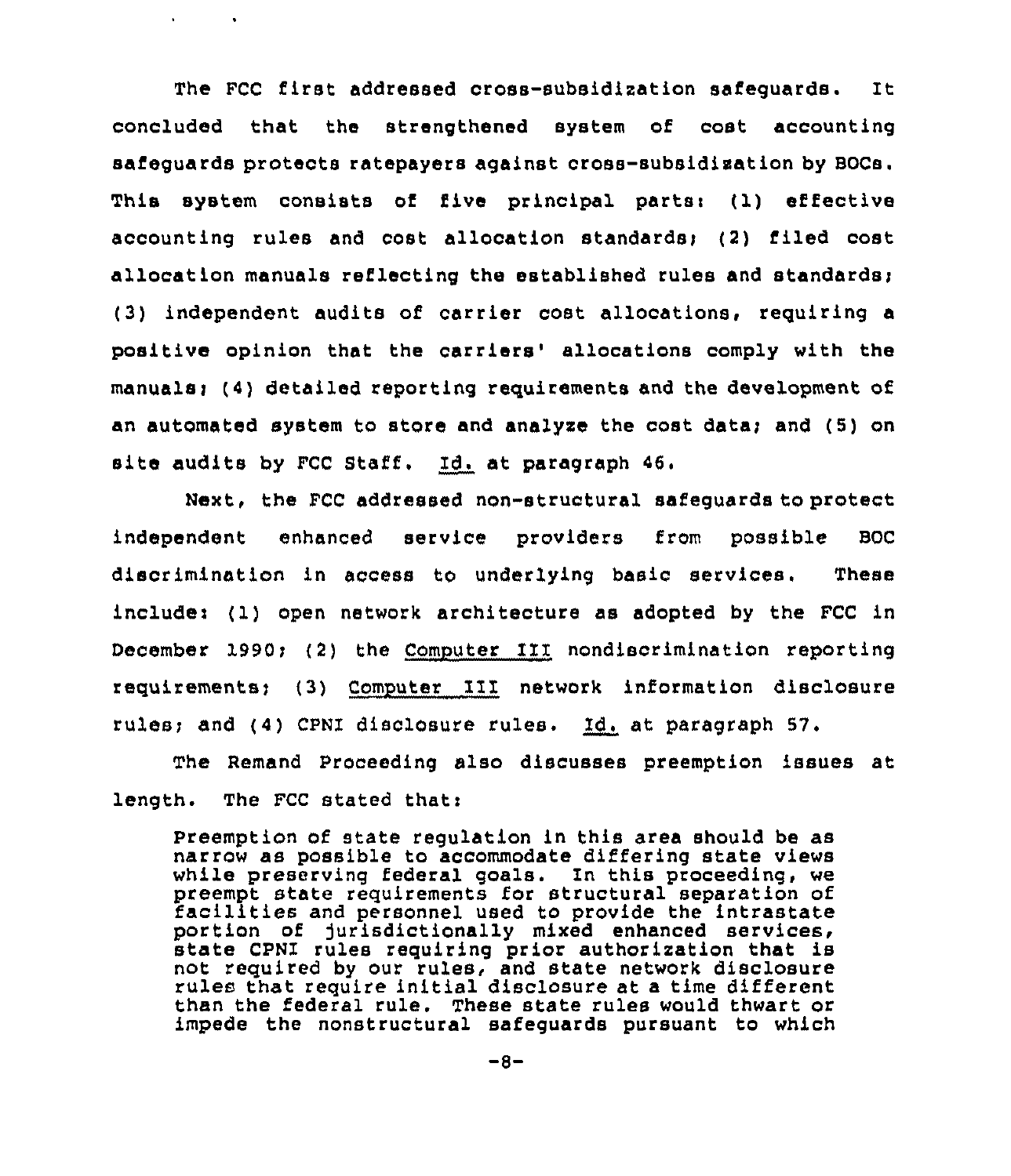The FCC first addressed cross-subsidization safeguards. It concluded that the strengthened system of cost accounting safeguards protects ratepayers against cross-subsidization by BOCs. This system consists of five principal parts: (1) effective accounting rules and cost allocation standards; (2) filed cost allocation manuals reflecting the established rules and standards; (3) independent audits of carrier cost allocations, requiring a positive opinion that the carriers' allocations comply with the manuals; (4) detailed reporting requirements and the development of an automated system to store and analyze the cost data; and (5) on site audits by FCC Staff. Id. at paragraph 46.

Next, the FCC addressed non-structural safeguards to protect independent enhanced service providers from possible BOC discrimination in access to underlying basic services. These include: (1) open network architecture as adopted by the FCC in December 1990; (2) the Computer III nondiscrimination reporting requirements; (3) Computer III network information disclosure rules; and (4) CPNI disclosure rules. Id. at paragraph 57.

The Remand Proceeding also discusses preemption issues at length. The FCC stated that:

> Preemption of state regulation in this area should be as narrow as possible to accommodate differing state views while preserving federal goals. In this proceeding, we preempt state requirements for structural separation of facilities and personnel used to provide the intrastate portion of jurisdictionally mixed enhanced services, state CPNI rules requiring prior authorization that is not required by our rules, and state network disclosure rules that require initial disclosure at a time different than the federal rule. These state rules would thwart or impede the nonstructural safeguards pursuant to which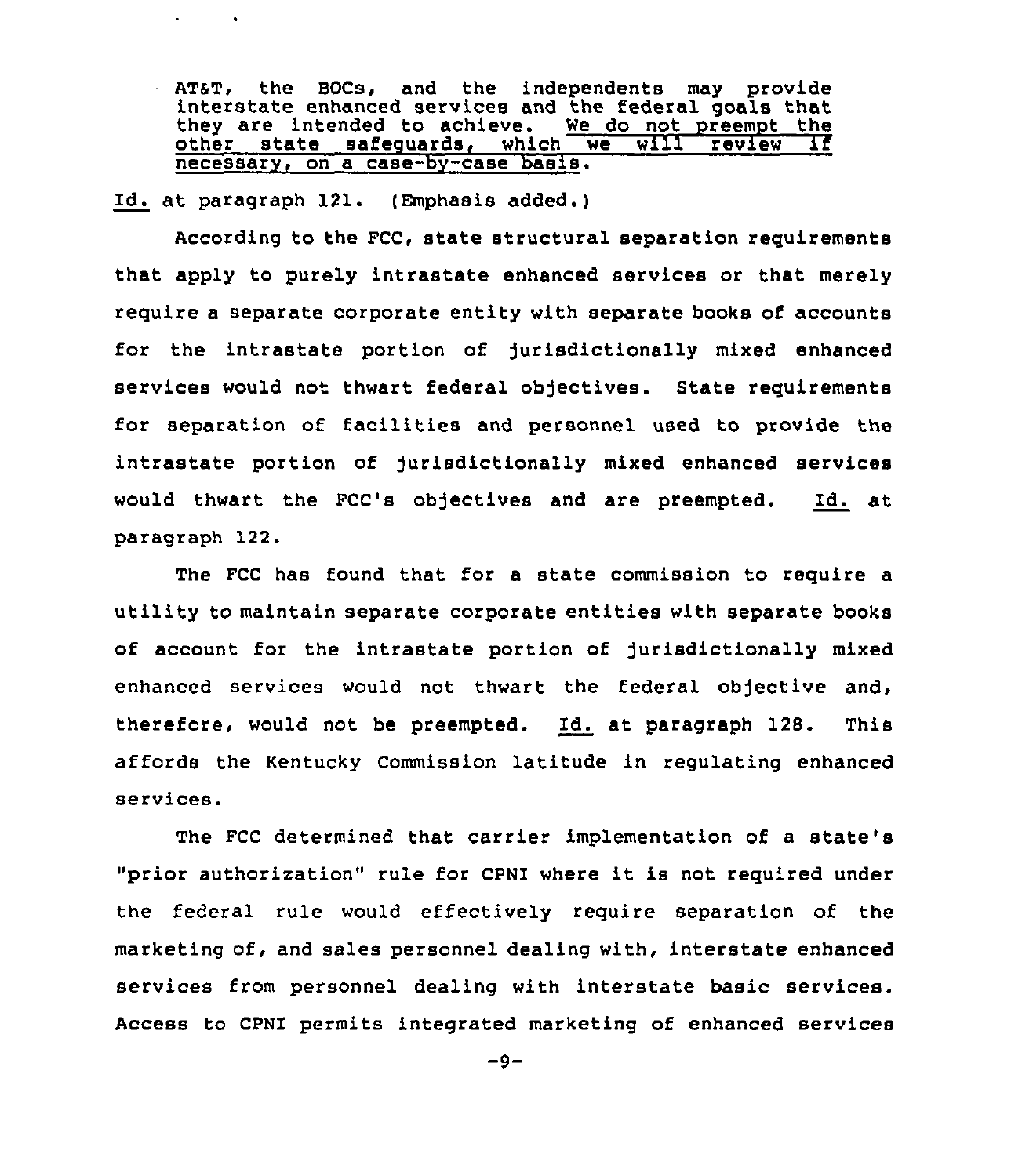> AT&T, the BOCs, and the independents may provide interstate enhanced services and the federal goals that they are intended to achieve. <u>We do not preempt the other state safeguards, which we will review if necessary, on a case-by-case basis.</u>

<u>Id.</u> at paragraph 121. (Emphasis added.)

According to the FCC, state structural separation requirements that apply to purely intrastate enhanced services or that merely require a separate corporate entity with separate books of accounts for the intrastate portion of jurisdictionally mixed enhanced services would not thwart federal objectives. State requirements for separation of facilities and personnel used to provide the intrastate portion of jurisdictionally mixed enhanced services would thwart the FCC's objectives and are preempted. <u>Id.</u> at paragraph 122.

The FCC has found that for a state commission to require a utility to maintain separate corporate entities with separate books of account for the intrastate portion of jurisdictionally mixed enhanced services would not thwart the federal objective and, therefore, would not be preempted. <u>Id.</u> at paragraph 128. This affords the Kentucky Commission latitude in regulating enhanced services.

The FCC determined that carrier implementation of a state's "prior authorization" rule for CPNI where it is not required under the federal rule would effectively require separation of the marketing of, and sales personnel dealing with, interstate enhanced services from personnel dealing with interstate basic services. Access to CPNI permits integrated marketing of enhanced services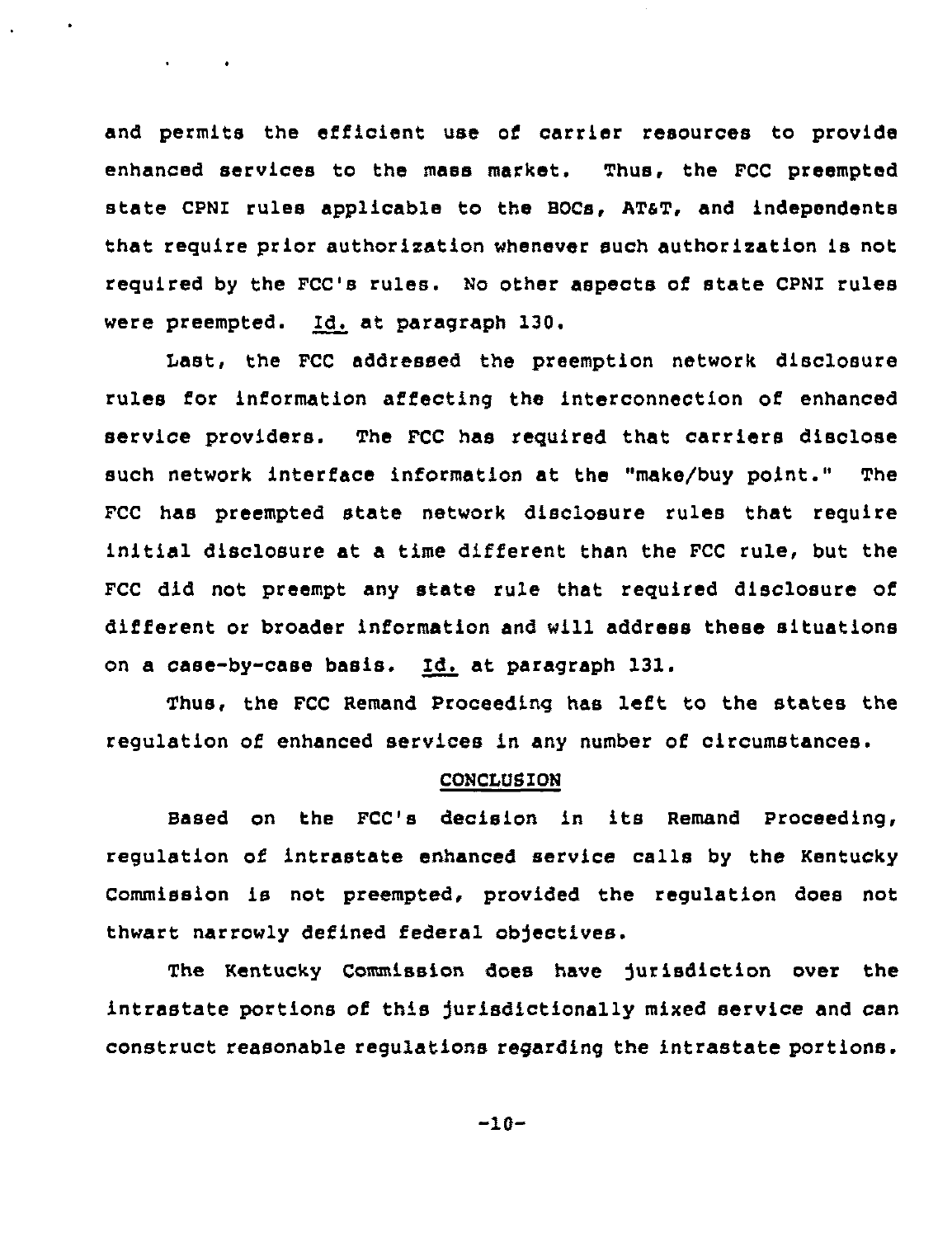and permits the efficient use of carrier resources to provide enhanced services to the mass market. Thus, the FCC preempted state CPNI rules applicable to the BOCs, AT&T, and independents that require prior authorization whenever such authorization is not required by the FCC's rules. No other aspects of state CPNI rules were preempted. Id. at paragraph 130.

Last, the FCC addressed the preemption network disclosure rules for information affecting the interconnection of enhanced service providers. The FCC has required that carriers disclose such network interface information at the "make/buy point." The FCC has preempted state network disclosure rules that require initial disclosure at a time different than the FCC rule, but the FCC did not preempt any state rule that required disclosure of different or broader information and will address these situations on a case-by-case basis. Id. at paragraph 131.

Thus, the FCC Remand Proceeding has left to the states the regulation of enhanced services in any number of circumstances.

## CONCLUSION

Based on the FCC's decision in its Remand Proceeding, regulation of intrastate enhanced service calls by the Kentucky Commission is not preempted, provided the regulation does not thwart narrowly defined federal objectives.

The Kentucky Commission does have jurisdiction over the intrastate portions of this jurisdictionally mixed service and can construct reasonable regulations regarding the intrastate portions.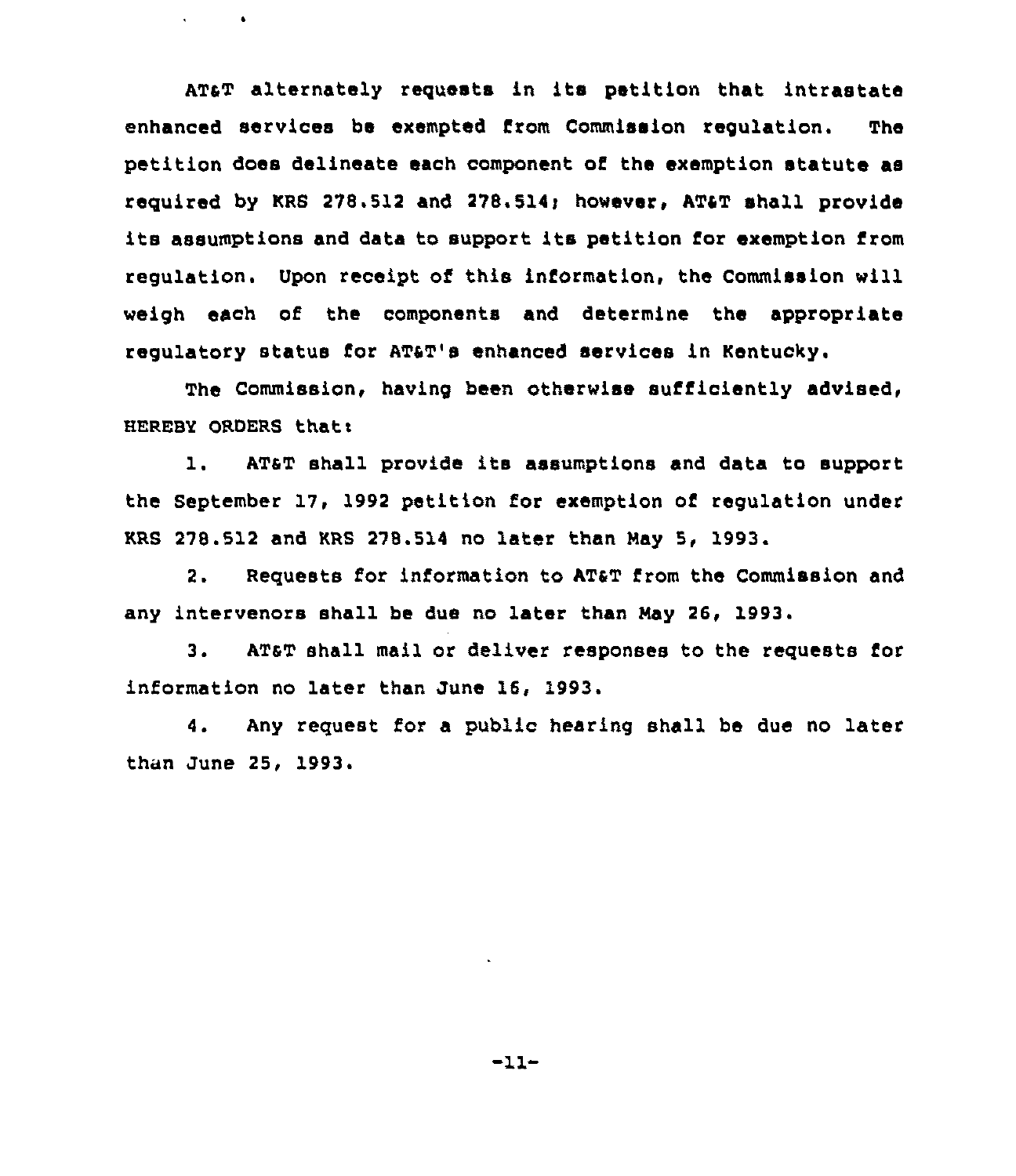AT&T alternately requests in its petition that intrastate enhanced services be exempted from Commission regulation. The petition does delineate each component of the exemption statute as required by KRS 278.512 and 278.514; however, AT&T shall provide its assumptions and data to support its petition for exemption from regulation. Upon receipt of this information, the Commission will weigh each of the components and determine the appropriate regulatory status for AT&T's enhanced services in Kentucky.

The Commission, having been otherwise sufficiently advised, HEREBY ORDERS that:

1. AT&T shall provide its assumptions and data to support the September 17, 1992 petition for exemption of regulation under KRS 278.512 and KRS 278.514 no later than May 5, 1993.

2. Requests for information to AT&T from the Commission and any intervenors shall be due no later than May 26, 1993.

3. AT&T shall mail or deliver responses to the requests for information no later than June 16, 1993.

4. Any request for a public hearing shall be due no later than June 25, 1993.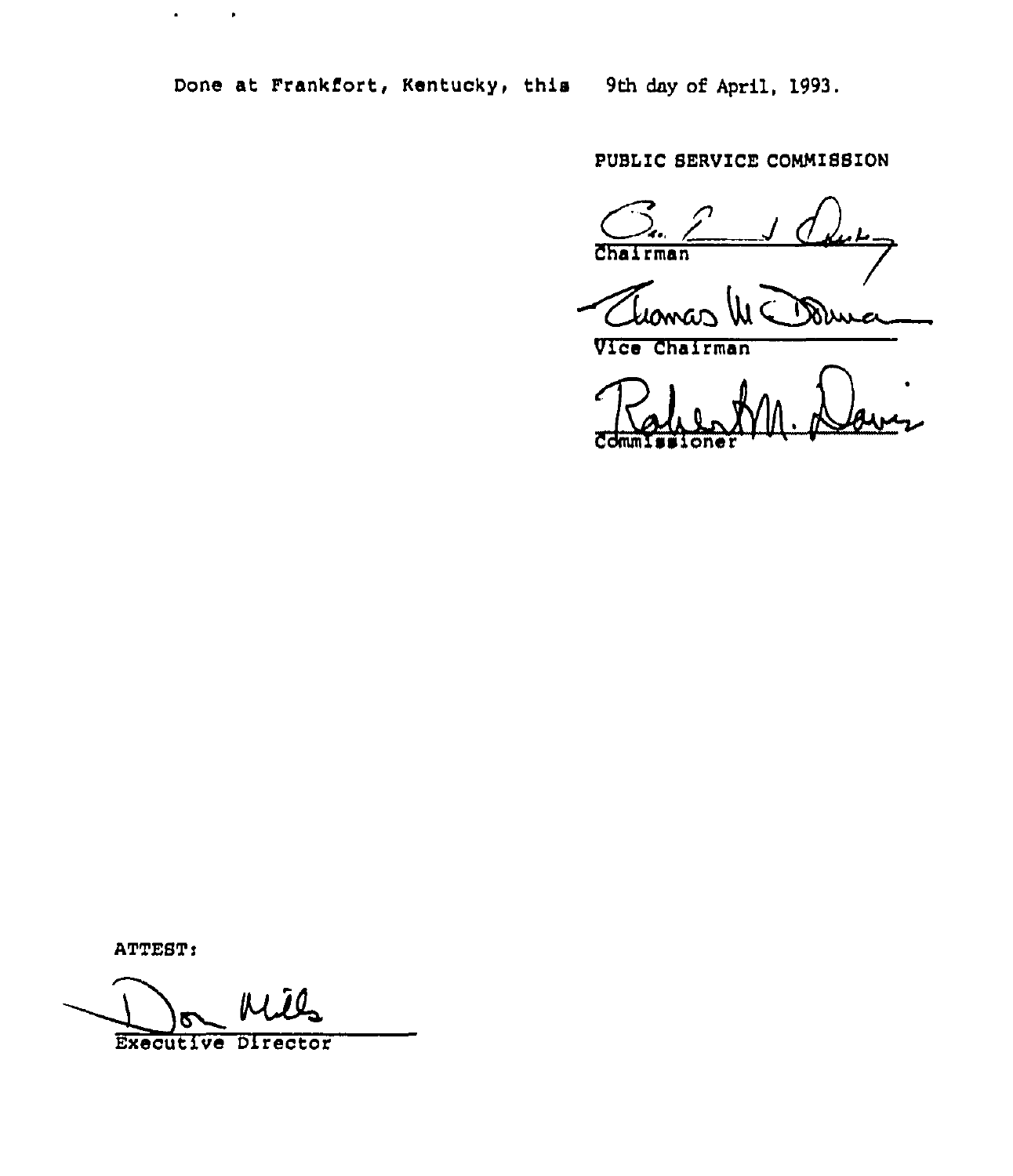Done at Frankfort, Kentucky, this 9th day of April, 1993.

PUBLIC SERVICE COMMISSION

Chairman

Vice Chairman

Commissioner

ATTEST:

Executive Director